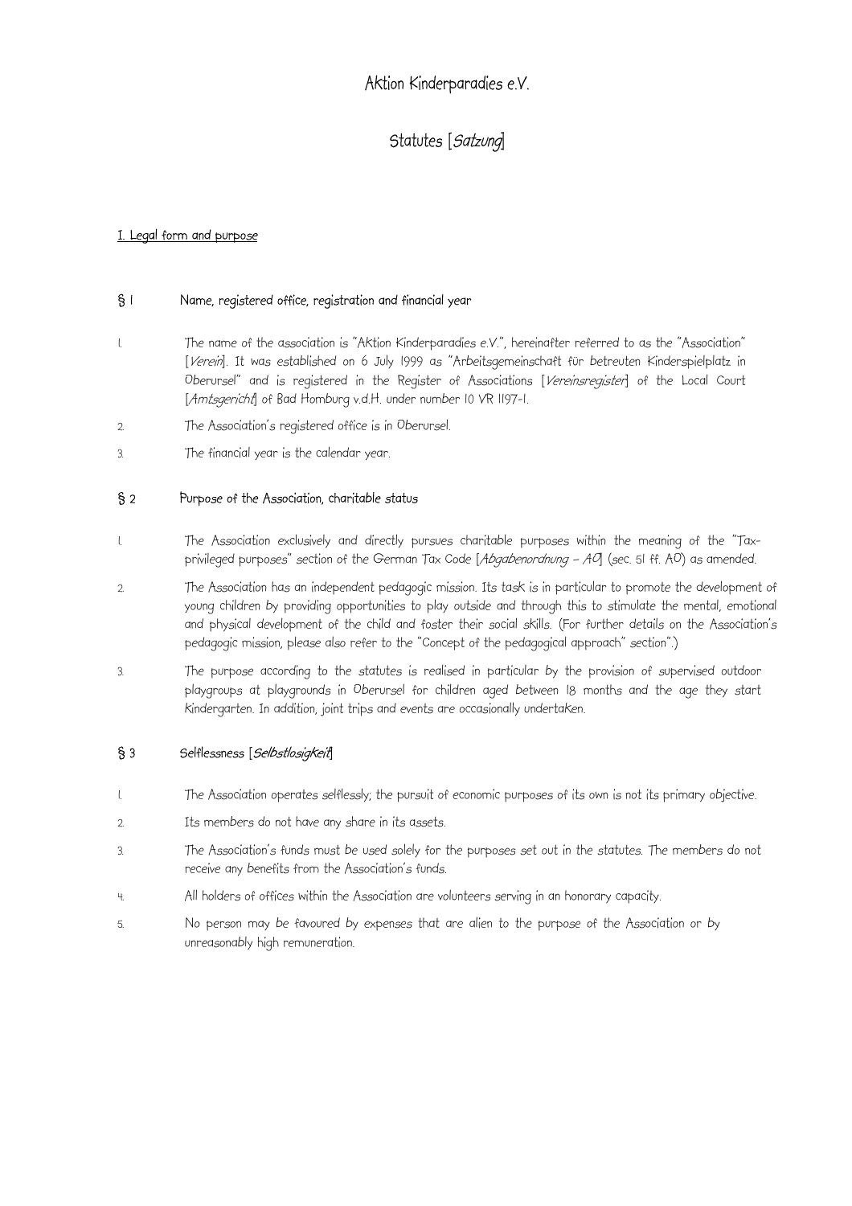# Aktion Kinderparadies e.V.

# Statutes [*Satzung*]

## I. Legal form and purpose

### § 1 Name, registered office, registration and financial year

1. The name of the association is "Aktion Kinderparadies e.V.", hereinafter referred to as the "Association" [*Verein*]. It was established on 6 July 1999 as "Arbeitsgemeinschaft für betreuten Kinderspielplatz in Oberursel" and is registered in the Register of Associations [*Vereinsregister*] of the Local Court [*Amtsgericht*] of Bad Homburg v.d.H. under number 10 VR 1197-1.
2. The Association's registered office is in Oberursel.
3. The financial year is the calendar year.

### § 2 Purpose of the Association, charitable status

1. The Association exclusively and directly pursues charitable purposes within the meaning of the "Tax-privileged purposes" section of the German Tax Code [*Abgabenordnung – AO*] (sec. 51 ff. AO) as amended.
2. The Association has an independent pedagogic mission. Its task is in particular to promote the development of young children by providing opportunities to play outside and through this to stimulate the mental, emotional and physical development of the child and foster their social skills. (For further details on the Association's pedagogic mission, please also refer to the "Concept of the pedagogical approach" section".)
3. The purpose according to the statutes is realised in particular by the provision of supervised outdoor playgroups at playgrounds in Oberursel for children aged between 18 months and the age they start Kindergarten. In addition, joint trips and events are occasionally undertaken.

### § 3 Selflessness [*Selbstlosigkeit*]

1. The Association operates selflessly; the pursuit of economic purposes of its own is not its primary objective.
2. Its members do not have any share in its assets.
3. The Association's funds must be used solely for the purposes set out in the statutes. The members do not receive any benefits from the Association's funds.
4. All holders of offices within the Association are volunteers serving in an honorary capacity.
5. No person may be favoured by expenses that are alien to the purpose of the Association or by unreasonably high remuneration.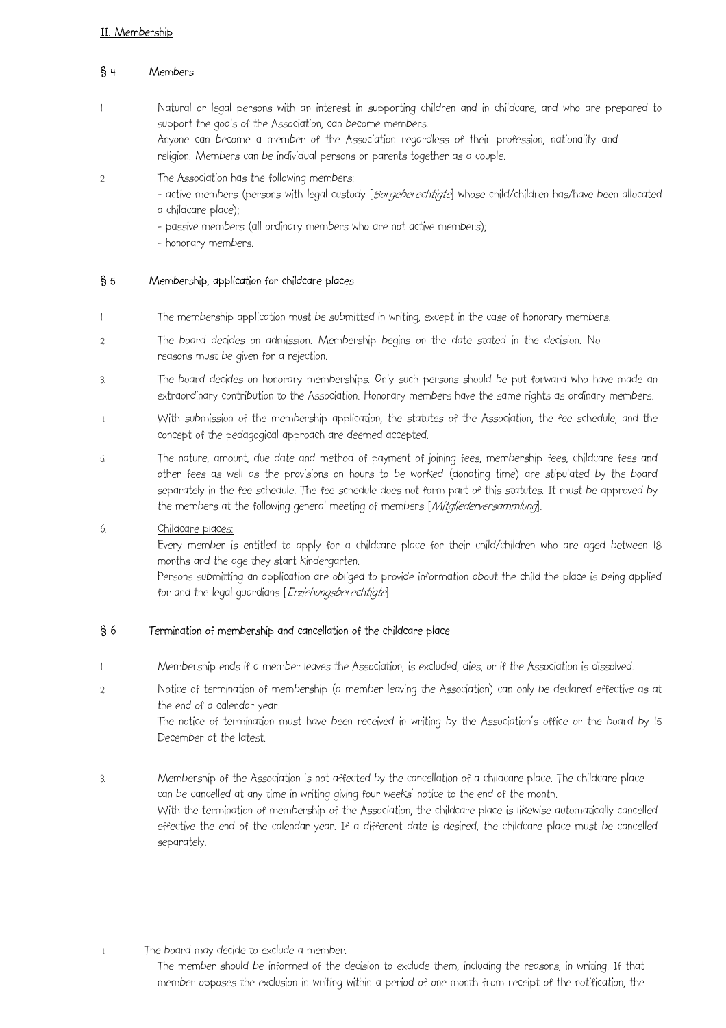II. Membership

## § 4 Members

1. Natural or legal persons with an interest in supporting children and in childcare, and who are prepared to support the goals of the Association, can become members.
   Anyone can become a member of the Association regardless of their profession, nationality and religion. Members can be individual persons or parents together as a couple.

2. The Association has the following members:
   - active members (persons with legal custody [*Sorgeberechtigte*] whose child/children has/have been allocated a childcare place);
   - passive members (all ordinary members who are not active members);
   - honorary members.

## § 5 Membership, application for childcare places

1. The membership application must be submitted in writing, except in the case of honorary members.

2. The board decides on admission. Membership begins on the date stated in the decision. No reasons must be given for a rejection.

3. The board decides on honorary memberships. Only such persons should be put forward who have made an extraordinary contribution to the Association. Honorary members have the same rights as ordinary members.

4. With submission of the membership application, the statutes of the Association, the fee schedule, and the concept of the pedagogical approach are deemed accepted.

5. The nature, amount, due date and method of payment of joining fees, membership fees, childcare fees and other fees as well as the provisions on hours to be worked (donating time) are stipulated by the board separately in the fee schedule. The fee schedule does not form part of this statutes. It must be approved by the members at the following general meeting of members [*Mitgliederversammlung*].

6. Childcare places:
   Every member is entitled to apply for a childcare place for their child/children who are aged between 18 months and the age they start kindergarten.
   Persons submitting an application are obliged to provide information about the child the place is being applied for and the legal guardians [*Erziehungsberechtigte*].

## § 6 Termination of membership and cancellation of the childcare place

1. Membership ends if a member leaves the Association, is excluded, dies, or if the Association is dissolved.

2. Notice of termination of membership (a member leaving the Association) can only be declared effective as at the end of a calendar year.
   The notice of termination must have been received in writing by the Association's office or the board by 15 December at the latest.

3. Membership of the Association is not affected by the cancellation of a childcare place. The childcare place can be cancelled at any time in writing giving four weeks' notice to the end of the month.
   With the termination of membership of the Association, the childcare place is likewise automatically cancelled effective the end of the calendar year. If a different date is desired, the childcare place must be cancelled separately.

4. The board may decide to exclude a member.
   The member should be informed of the decision to exclude them, including the reasons, in writing. If that member opposes the exclusion in writing within a period of one month from receipt of the notification, the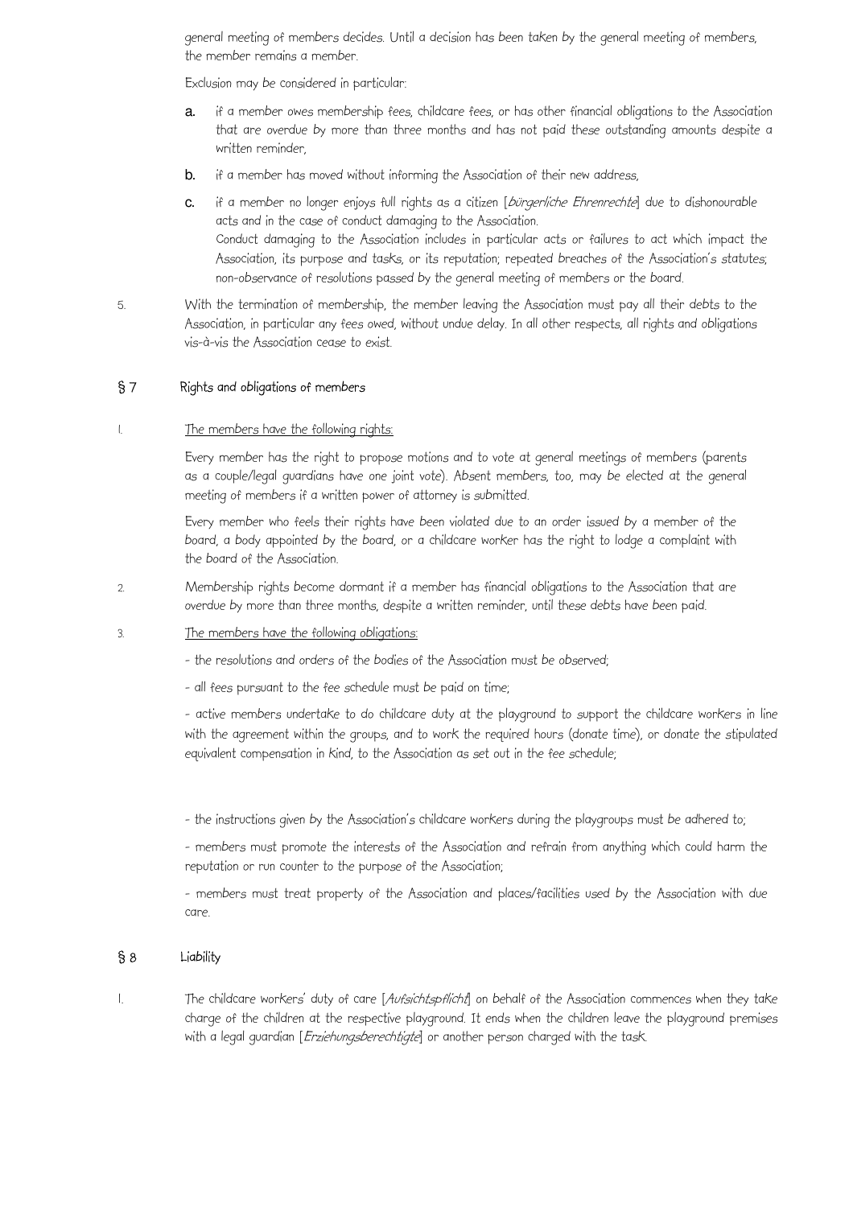general meeting of members decides. Until a decision has been taken by the general meeting of members, the member remains a member.

Exclusion may be considered in particular:

a. if a member owes membership fees, childcare fees, or has other financial obligations to the Association that are overdue by more than three months and has not paid these outstanding amounts despite a written reminder,

b. if a member has moved without informing the Association of their new address,

c. if a member no longer enjoys full rights as a citizen [*bürgerliche Ehrenrechte*] due to dishonourable acts and in the case of conduct damaging to the Association.
Conduct damaging to the Association includes in particular acts or failures to act which impact the Association, its purpose and tasks, or its reputation; repeated breaches of the Association's statutes; non-observance of resolutions passed by the general meeting of members or the board.

5. With the termination of membership, the member leaving the Association must pay all their debts to the Association, in particular any fees owed, without undue delay. In all other respects, all rights and obligations vis-à-vis the Association cease to exist.

## § 7 Rights and obligations of members

1. <u>The members have the following rights:</u>

   Every member has the right to propose motions and to vote at general meetings of members (parents as a couple/legal guardians have one joint vote). Absent members, too, may be elected at the general meeting of members if a written power of attorney is submitted.

   Every member who feels their rights have been violated due to an order issued by a member of the board, a body appointed by the board, or a childcare worker has the right to lodge a complaint with the board of the Association.

2. Membership rights become dormant if a member has financial obligations to the Association that are overdue by more than three months, despite a written reminder, until these debts have been paid.

3. <u>The members have the following obligations:</u>

   - the resolutions and orders of the bodies of the Association must be observed;

   - all fees pursuant to the fee schedule must be paid on time;

   - active members undertake to do childcare duty at the playground to support the childcare workers in line with the agreement within the groups, and to work the required hours (donate time), or donate the stipulated equivalent compensation in kind, to the Association as set out in the fee schedule;

   - the instructions given by the Association's childcare workers during the playgroups must be adhered to;

   - members must promote the interests of the Association and refrain from anything which could harm the reputation or run counter to the purpose of the Association;

   - members must treat property of the Association and places/facilities used by the Association with due care.

## § 8 Liability

1. The childcare workers' duty of care [*Aufsichtspflicht*] on behalf of the Association commences when they take charge of the children at the respective playground. It ends when the children leave the playground premises with a legal guardian [*Erziehungsberechtigte*] or another person charged with the task.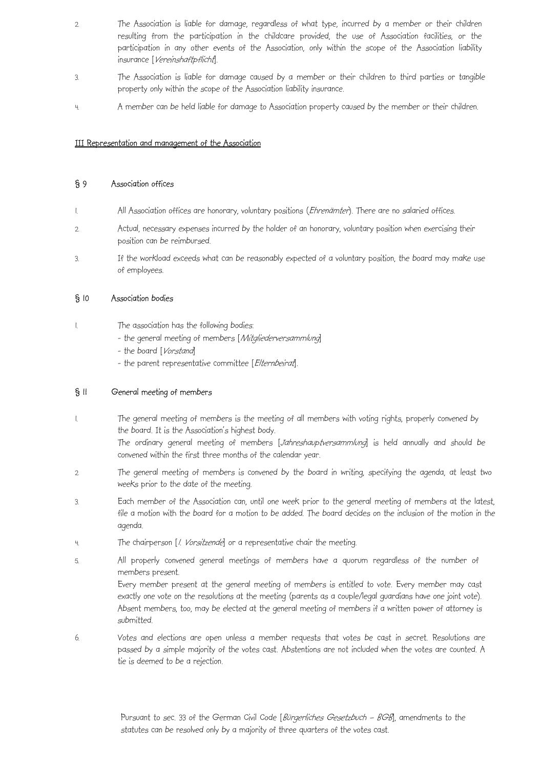2. The Association is liable for damage, regardless of what type, incurred by a member or their children resulting from the participation in the childcare provided, the use of Association facilities, or the participation in any other events of the Association, only within the scope of the Association liability insurance [*Vereinshaftpflicht*].

3. The Association is liable for damage caused by a member or their children to third parties or tangible property only within the scope of the Association liability insurance.

4. A member can be held liable for damage to Association property caused by the member or their children.

## III Representation and management of the Association

### § 9 Association offices

1. All Association offices are honorary, voluntary positions (*Ehrenämter*). There are no salaried offices.

2. Actual, necessary expenses incurred by the holder of an honorary, voluntary position when exercising their position can be reimbursed.

3. If the workload exceeds what can be reasonably expected of a voluntary position, the board may make use of employees.

### § 10 Association bodies

1. The association has the following bodies:
   - the general meeting of members [*Mitgliederversammlung*]
   - the board [*Vorstand*]
   - the parent representative committee [*Elternbeirat*].

### § 11 General meeting of members

1. The general meeting of members is the meeting of all members with voting rights, properly convened by the board. It is the Association's highest body.
   The ordinary general meeting of members [*Jahreshauptversammlung*] is held annually and should be convened within the first three months of the calendar year.

2. The general meeting of members is convened by the board in writing, specifying the agenda, at least two weeks prior to the date of the meeting.

3. Each member of the Association can, until one week prior to the general meeting of members at the latest, file a motion with the board for a motion to be added. The board decides on the inclusion of the motion in the agenda.

4. The chairperson [*1. Vorsitzende*] or a representative chair the meeting.

5. All properly convened general meetings of members have a quorum regardless of the number of members present.
   Every member present at the general meeting of members is entitled to vote. Every member may cast exactly one vote on the resolutions at the meeting (parents as a couple/legal guardians have one joint vote). Absent members, too, may be elected at the general meeting of members if a written power of attorney is submitted.

6. Votes and elections are open unless a member requests that votes be cast in secret. Resolutions are passed by a simple majority of the votes cast. Abstentions are not included when the votes are counted. A tie is deemed to be a rejection.

Pursuant to sec. 33 of the German Civil Code [*Bürgerliches Gesetzbuch – BGB*], amendments to the statutes can be resolved only by a majority of three quarters of the votes cast.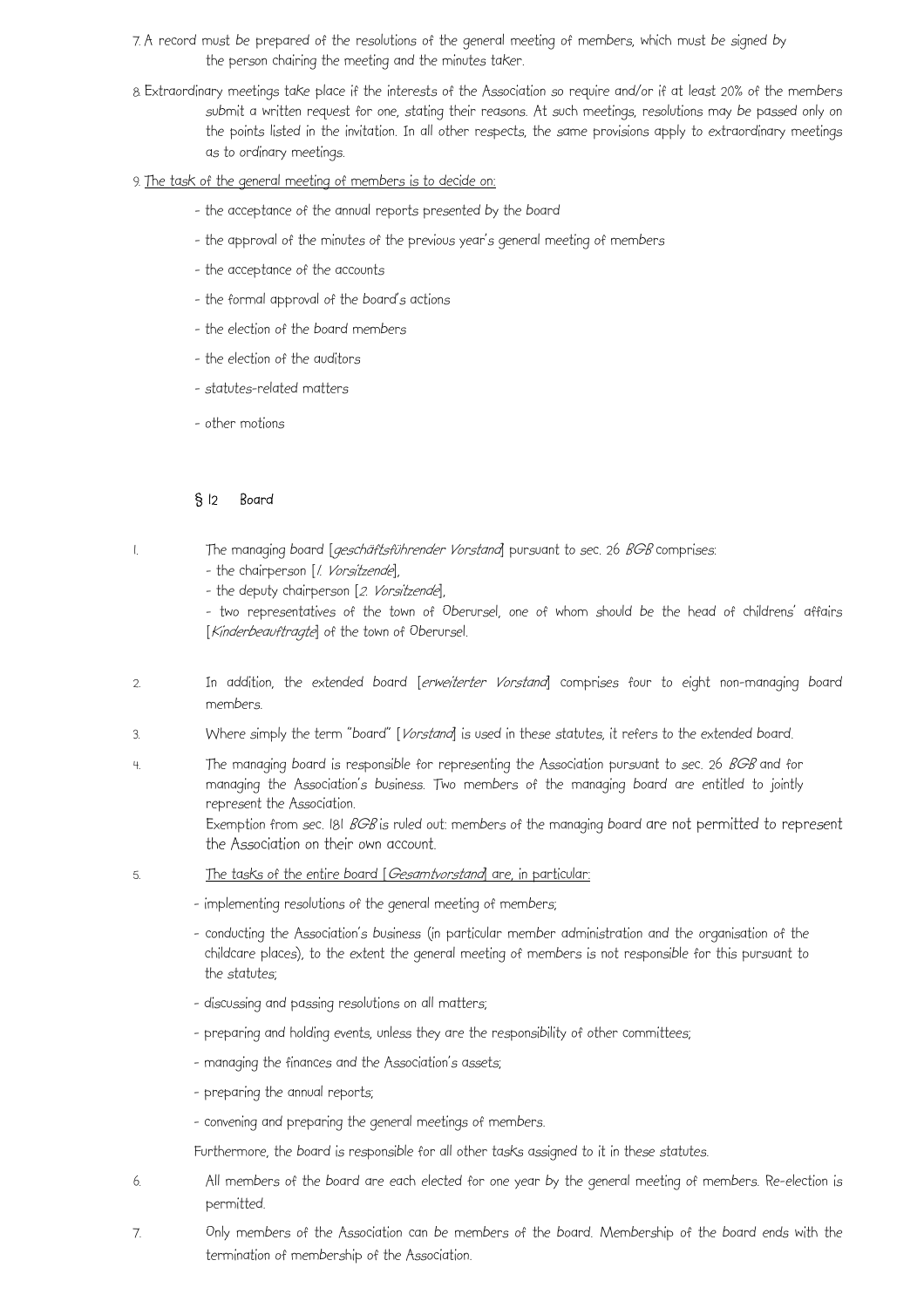7. A record must be prepared of the resolutions of the general meeting of members, which must be signed by the person chairing the meeting and the minutes taker.

8. Extraordinary meetings take place if the interests of the Association so require and/or if at least 20% of the members submit a written request for one, stating their reasons. At such meetings, resolutions may be passed only on the points listed in the invitation. In all other respects, the same provisions apply to extraordinary meetings as to ordinary meetings.

9. <u>The task of the general meeting of members is to decide on:</u>

   - the acceptance of the annual reports presented by the board
   - the approval of the minutes of the previous year's general meeting of members
   - the acceptance of the accounts
   - the formal approval of the board's actions
   - the election of the board members
   - the election of the auditors
   - statutes-related matters
   - other motions

## § 12 Board

1. The managing board [*geschäftsführender Vorstand*] pursuant to sec. 26 *BGB* comprises:
   - the chairperson [*1. Vorsitzende*],
   - the deputy chairperson [*2. Vorsitzende*],
   - two representatives of the town of Oberursel, one of whom should be the head of childrens' affairs [*Kinderbeauftragte*] of the town of Oberursel.

2. In addition, the extended board [*erweiterter Vorstand*] comprises four to eight non-managing board members.

3. Where simply the term "board" [*Vorstand*] is used in these statutes, it refers to the extended board.

4. The managing board is responsible for representing the Association pursuant to sec. 26 *BGB* and for managing the Association's business. Two members of the managing board are entitled to jointly represent the Association.
   Exemption from sec. 181 *BGB* is ruled out: members of the managing board are not permitted to represent the Association on their own account.

5. <u>The tasks of the entire board [*Gesamtvorstand*] are, in particular:</u>
   - implementing resolutions of the general meeting of members;
   - conducting the Association's business (in particular member administration and the organisation of the childcare places), to the extent the general meeting of members is not responsible for this pursuant to the statutes;
   - discussing and passing resolutions on all matters;
   - preparing and holding events, unless they are the responsibility of other committees;
   - managing the finances and the Association's assets;
   - preparing the annual reports;
   - convening and preparing the general meetings of members.

   Furthermore, the board is responsible for all other tasks assigned to it in these statutes.

6. All members of the board are each elected for one year by the general meeting of members. Re-election is permitted.

7. Only members of the Association can be members of the board. Membership of the board ends with the termination of membership of the Association.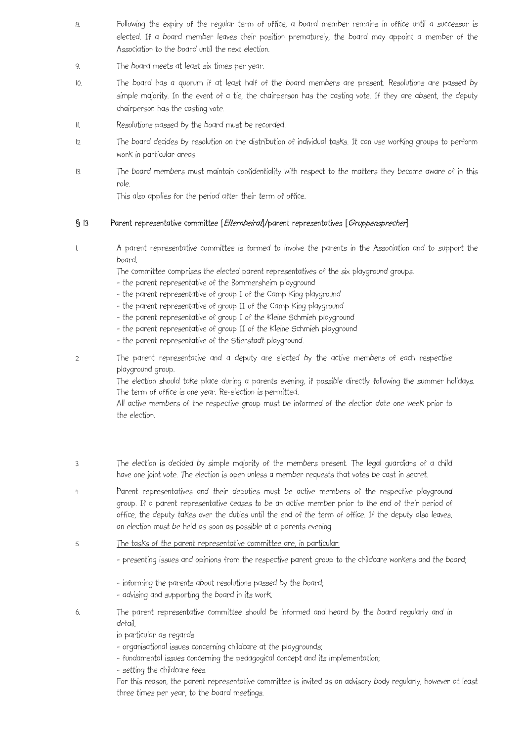8. Following the expiry of the regular term of office, a board member remains in office until a successor is elected. If a board member leaves their position prematurely, the board may appoint a member of the Association to the board until the next election.

9. The board meets at least six times per year.

10. The board has a quorum if at least half of the board members are present. Resolutions are passed by simple majority. In the event of a tie, the chairperson has the casting vote. If they are absent, the deputy chairperson has the casting vote.

11. Resolutions passed by the board must be recorded.

12. The board decides by resolution on the distribution of individual tasks. It can use working groups to perform work in particular areas.

13. The board members must maintain confidentiality with respect to the matters they become aware of in this role.
This also applies for the period after their term of office.

## § 13 Parent representative committee [*Elternbeirat*]/parent representatives [*Gruppensprecher*]

1. A parent representative committee is formed to involve the parents in the Association and to support the board.
The committee comprises the elected parent representatives of the six playground groups.
- the parent representative of the Bommersheim playground
- the parent representative of group I of the Camp King playground
- the parent representative of group II of the Camp King playground
- the parent representative of group I of the Kleine Schmieh playground
- the parent representative of group II of the Kleine Schmieh playground
- the parent representative of the Stierstadt playground.

2. The parent representative and a deputy are elected by the active members of each respective playground group.
The election should take place during a parents evening, if possible directly following the summer holidays.
The term of office is one year. Re-election is permitted.
All active members of the respective group must be informed of the election date one week prior to the election.

3. The election is decided by simple majority of the members present. The legal guardians of a child have one joint vote. The election is open unless a member requests that votes be cast in secret.

4. Parent representatives and their deputies must be active members of the respective playground group. If a parent representative ceases to be an active member prior to the end of their period of office, the deputy takes over the duties until the end of the term of office. If the deputy also leaves, an election must be held as soon as possible at a parents evening.

5. <u>The tasks of the parent representative committee are, in particular:</u>
- presenting issues and opinions from the respective parent group to the childcare workers and the board;
- informing the parents about resolutions passed by the board;
- advising and supporting the board in its work.

6. The parent representative committee should be informed and heard by the board regularly and in detail,
in particular as regards
- organisational issues concerning childcare at the playgrounds;
- fundamental issues concerning the pedagogical concept and its implementation;
- setting the childcare fees.
For this reason, the parent representative committee is invited as an advisory body regularly, however at least three times per year, to the board meetings.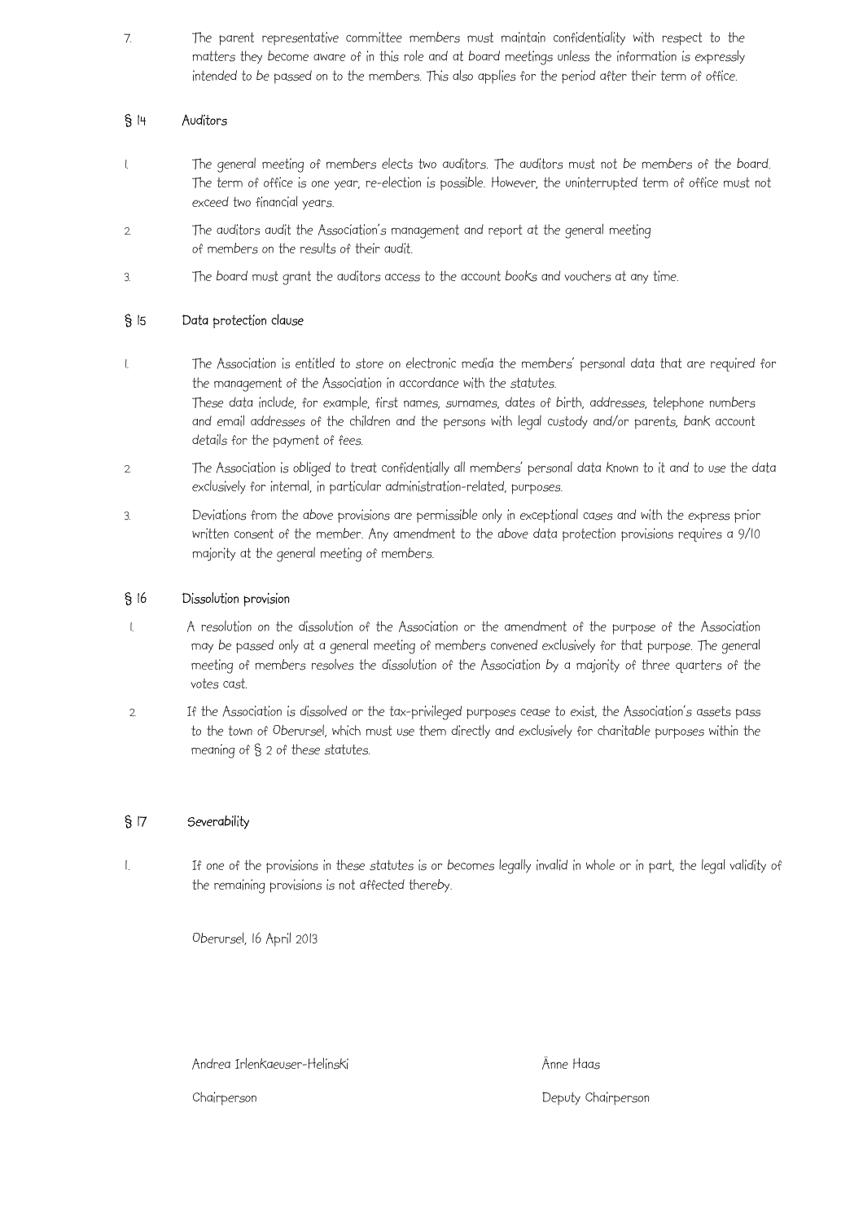7. The parent representative committee members must maintain confidentiality with respect to the matters they become aware of in this role and at board meetings unless the information is expressly intended to be passed on to the members. This also applies for the period after their term of office.

## § 14 Auditors

1. The general meeting of members elects two auditors. The auditors must not be members of the board. The term of office is one year, re-election is possible. However, the uninterrupted term of office must not exceed two financial years.
2. The auditors audit the Association's management and report at the general meeting of members on the results of their audit.
3. The board must grant the auditors access to the account books and vouchers at any time.

## § 15 Data protection clause

1. The Association is entitled to store on electronic media the members' personal data that are required for the management of the Association in accordance with the statutes.
   These data include, for example, first names, surnames, dates of birth, addresses, telephone numbers and email addresses of the children and the persons with legal custody and/or parents, bank account details for the payment of fees.
2. The Association is obliged to treat confidentially all members' personal data known to it and to use the data exclusively for internal, in particular administration-related, purposes.
3. Deviations from the above provisions are permissible only in exceptional cases and with the express prior written consent of the member. Any amendment to the above data protection provisions requires a 9/10 majority at the general meeting of members.

## § 16 Dissolution provision

1. A resolution on the dissolution of the Association or the amendment of the purpose of the Association may be passed only at a general meeting of members convened exclusively for that purpose. The general meeting of members resolves the dissolution of the Association by a majority of three quarters of the votes cast.
2. If the Association is dissolved or the tax-privileged purposes cease to exist, the Association's assets pass to the town of Oberursel, which must use them directly and exclusively for charitable purposes within the meaning of § 2 of these statutes.

## § 17 Severability

1. If one of the provisions in these statutes is or becomes legally invalid in whole or in part, the legal validity of the remaining provisions is not affected thereby.

Oberursel, 16 April 2013

Andrea Irlenkaeuser-Helinski
Chairperson

Änne Haas
Deputy Chairperson